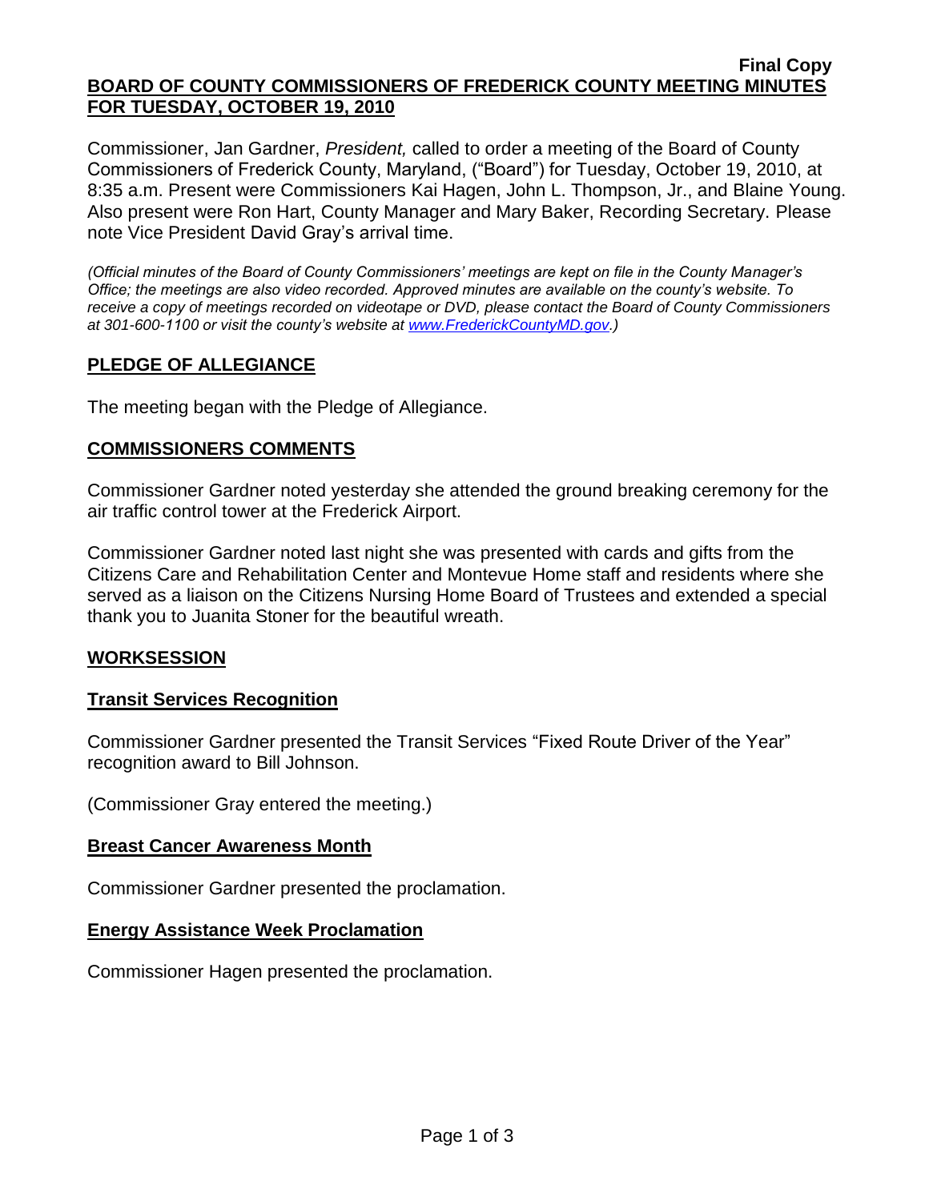**Final Copy**

**BOARD OF COUNTY COMMISSIONERS OF FREDERICK COUNTY MEETING MINUTES FOR TUESDAY, OCTOBER 19, 2010**

Commissioner, Jan Gardner, *President,* called to order a meeting of the Board of County Commissioners of Frederick County, Maryland, ("Board") for Tuesday, October 19, 2010, at 8:35 a.m. Present were Commissioners Kai Hagen, John L. Thompson, Jr., and Blaine Young. Also present were Ron Hart, County Manager and Mary Baker, Recording Secretary. Please note Vice President David Gray's arrival time.

*(Official minutes of the Board of County Commissioners' meetings are kept on file in the County Manager's Office; the meetings are also video recorded. Approved minutes are available on the county's website. To receive a copy of meetings recorded on videotape or DVD, please contact the Board of County Commissioners at 301-600-1100 or visit the county's website at www.FrederickCountyMD.gov.)*

## PLEDGE OF ALLEGIANCE

The meeting began with the Pledge of Allegiance.

## COMMISSIONERS COMMENTS

Commissioner Gardner noted yesterday she attended the ground breaking ceremony for the air traffic control tower at the Frederick Airport.

Commissioner Gardner noted last night she was presented with cards and gifts from the Citizens Care and Rehabilitation Center and Montevue Home staff and residents where she served as a liaison on the Citizens Nursing Home Board of Trustees and extended a special thank you to Juanita Stoner for the beautiful wreath.

## WORKSESSION

### Transit Services Recognition

Commissioner Gardner presented the Transit Services "Fixed Route Driver of the Year" recognition award to Bill Johnson.

(Commissioner Gray entered the meeting.)

### Breast Cancer Awareness Month

Commissioner Gardner presented the proclamation.

### Energy Assistance Week Proclamation

Commissioner Hagen presented the proclamation.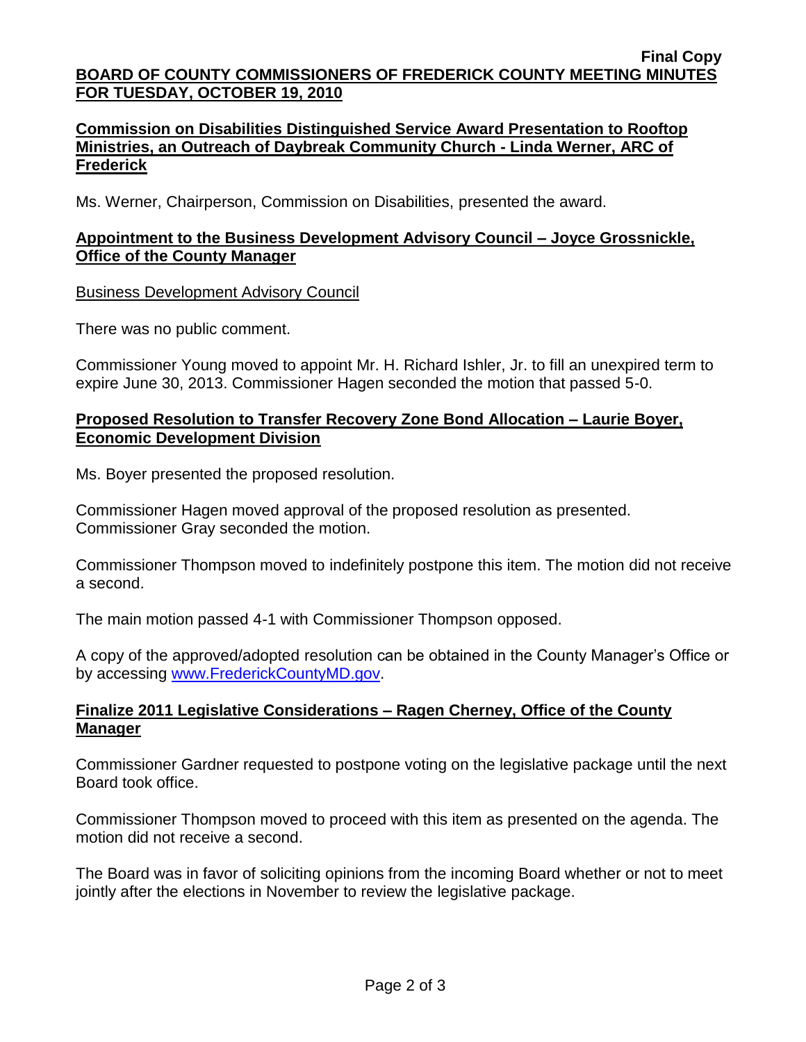**Final Copy**

**BOARD OF COUNTY COMMISSIONERS OF FREDERICK COUNTY MEETING MINUTES FOR TUESDAY, OCTOBER 19, 2010**

**Commission on Disabilities Distinguished Service Award Presentation to Rooftop Ministries, an Outreach of Daybreak Community Church - Linda Werner, ARC of Frederick**

Ms. Werner, Chairperson, Commission on Disabilities, presented the award.

**Appointment to the Business Development Advisory Council – Joyce Grossnickle, Office of the County Manager**

Business Development Advisory Council

There was no public comment.

Commissioner Young moved to appoint Mr. H. Richard Ishler, Jr. to fill an unexpired term to expire June 30, 2013. Commissioner Hagen seconded the motion that passed 5-0.

**Proposed Resolution to Transfer Recovery Zone Bond Allocation – Laurie Boyer, Economic Development Division**

Ms. Boyer presented the proposed resolution.

Commissioner Hagen moved approval of the proposed resolution as presented. Commissioner Gray seconded the motion.

Commissioner Thompson moved to indefinitely postpone this item. The motion did not receive a second.

The main motion passed 4-1 with Commissioner Thompson opposed.

A copy of the approved/adopted resolution can be obtained in the County Manager's Office or by accessing www.FrederickCountyMD.gov.

**Finalize 2011 Legislative Considerations – Ragen Cherney, Office of the County Manager**

Commissioner Gardner requested to postpone voting on the legislative package until the next Board took office.

Commissioner Thompson moved to proceed with this item as presented on the agenda. The motion did not receive a second.

The Board was in favor of soliciting opinions from the incoming Board whether or not to meet jointly after the elections in November to review the legislative package.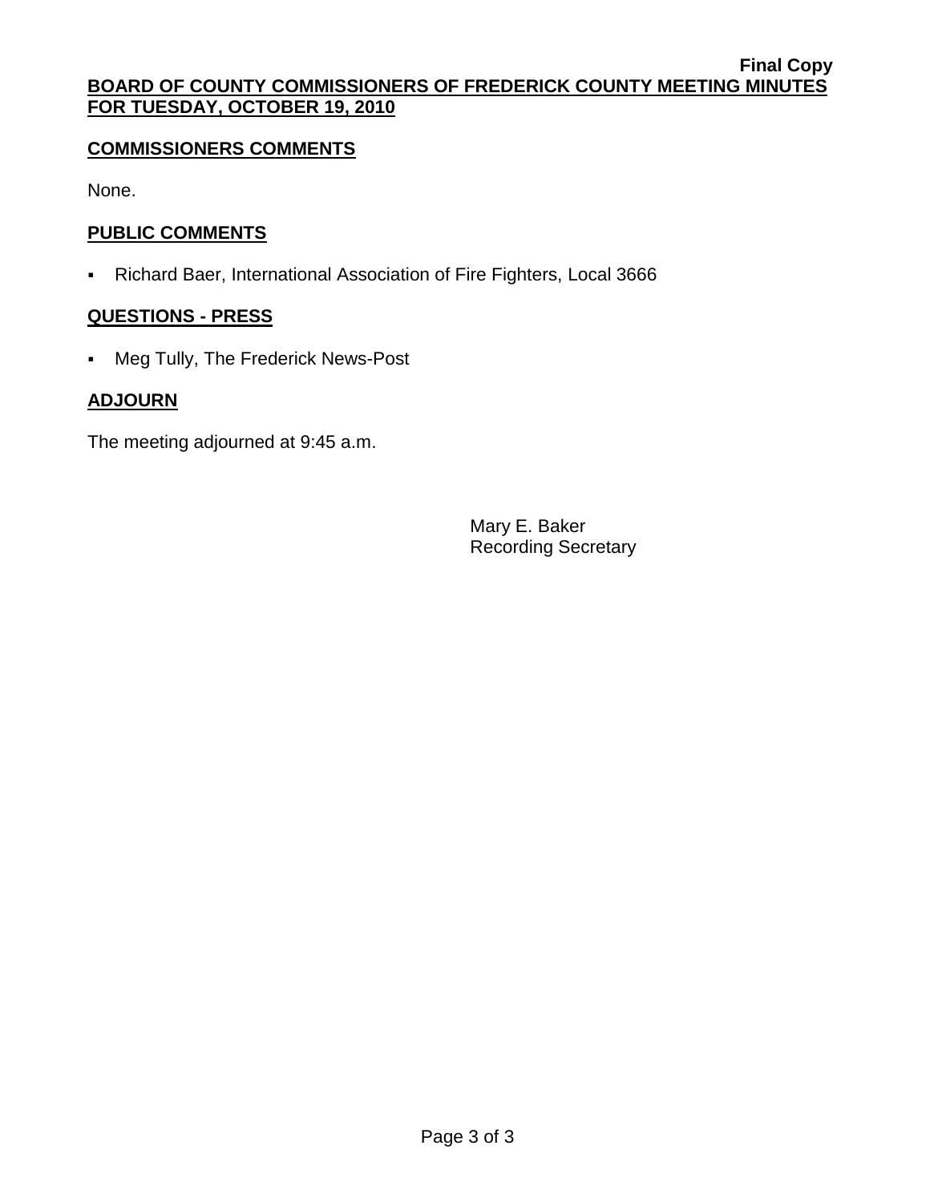## COMMISSIONERS COMMENTS

None.

## PUBLIC COMMENTS

- Richard Baer, International Association of Fire Fighters, Local 3666

## QUESTIONS - PRESS

- Meg Tully, The Frederick News-Post

## ADJOURN

The meeting adjourned at 9:45 a.m.

Mary E. Baker
Recording Secretary